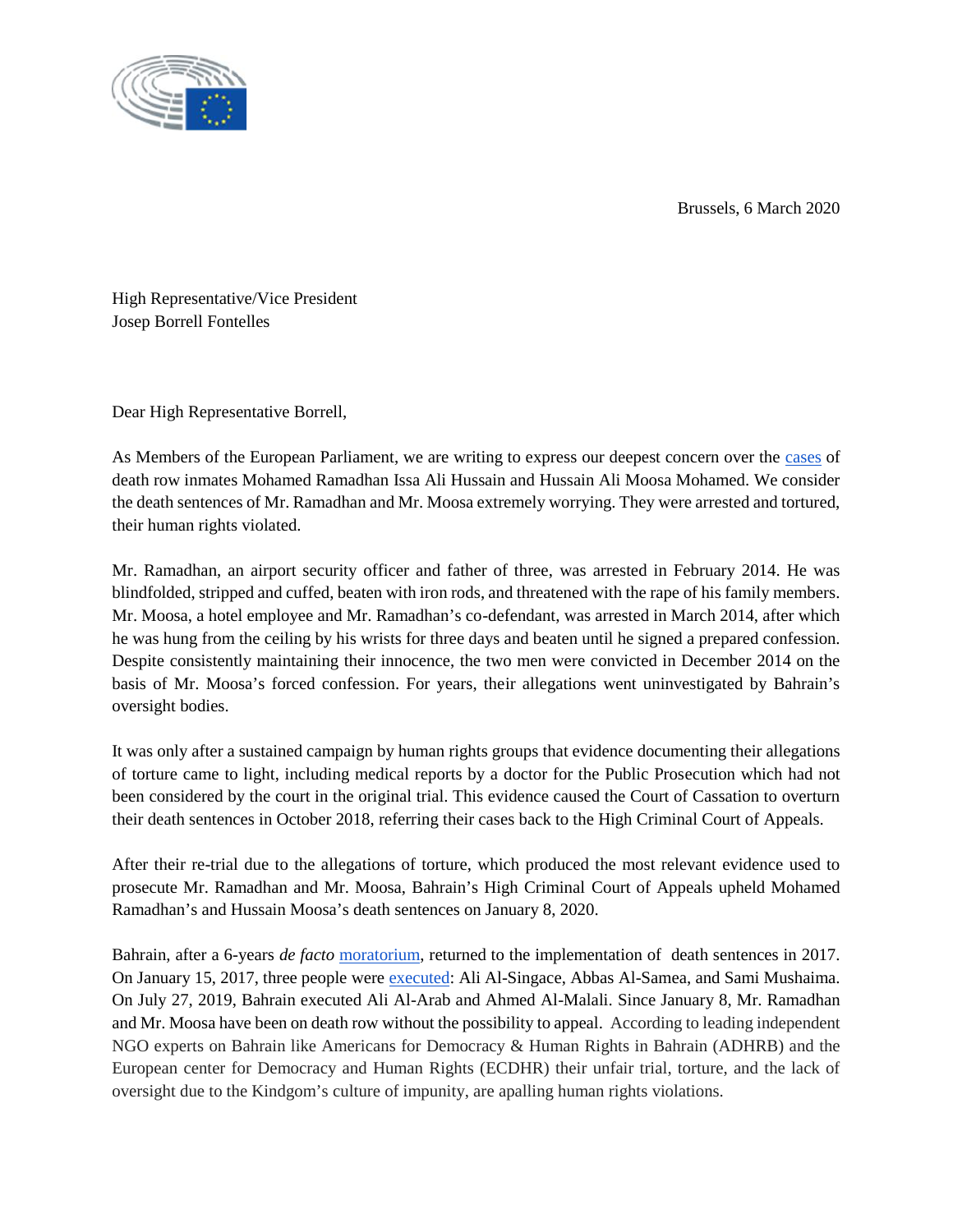Brussels, 6 March 2020

High Representative/Vice President
Josep Borrell Fontelles

Dear High Representative Borrell,

As Members of the European Parliament, we are writing to express our deepest concern over the cases of death row inmates Mohamed Ramadhan Issa Ali Hussain and Hussain Ali Moosa Mohamed. We consider the death sentences of Mr. Ramadhan and Mr. Moosa extremely worrying. They were arrested and tortured, their human rights violated.

Mr. Ramadhan, an airport security officer and father of three, was arrested in February 2014. He was blindfolded, stripped and cuffed, beaten with iron rods, and threatened with the rape of his family members. Mr. Moosa, a hotel employee and Mr. Ramadhan's co-defendant, was arrested in March 2014, after which he was hung from the ceiling by his wrists for three days and beaten until he signed a prepared confession. Despite consistently maintaining their innocence, the two men were convicted in December 2014 on the basis of Mr. Moosa's forced confession. For years, their allegations went uninvestigated by Bahrain's oversight bodies.

It was only after a sustained campaign by human rights groups that evidence documenting their allegations of torture came to light, including medical reports by a doctor for the Public Prosecution which had not been considered by the court in the original trial. This evidence caused the Court of Cassation to overturn their death sentences in October 2018, referring their cases back to the High Criminal Court of Appeals.

After their re-trial due to the allegations of torture, which produced the most relevant evidence used to prosecute Mr. Ramadhan and Mr. Moosa, Bahrain's High Criminal Court of Appeals upheld Mohamed Ramadhan's and Hussain Moosa's death sentences on January 8, 2020.

Bahrain, after a 6-years *de facto* moratorium, returned to the implementation of death sentences in 2017. On January 15, 2017, three people were executed: Ali Al-Singace, Abbas Al-Samea, and Sami Mushaima. On July 27, 2019, Bahrain executed Ali Al-Arab and Ahmed Al-Malali. Since January 8, Mr. Ramadhan and Mr. Moosa have been on death row without the possibility to appeal. According to leading independent NGO experts on Bahrain like Americans for Democracy & Human Rights in Bahrain (ADHRB) and the European center for Democracy and Human Rights (ECDHR) their unfair trial, torture, and the lack of oversight due to the Kindgom's culture of impunity, are apalling human rights violations.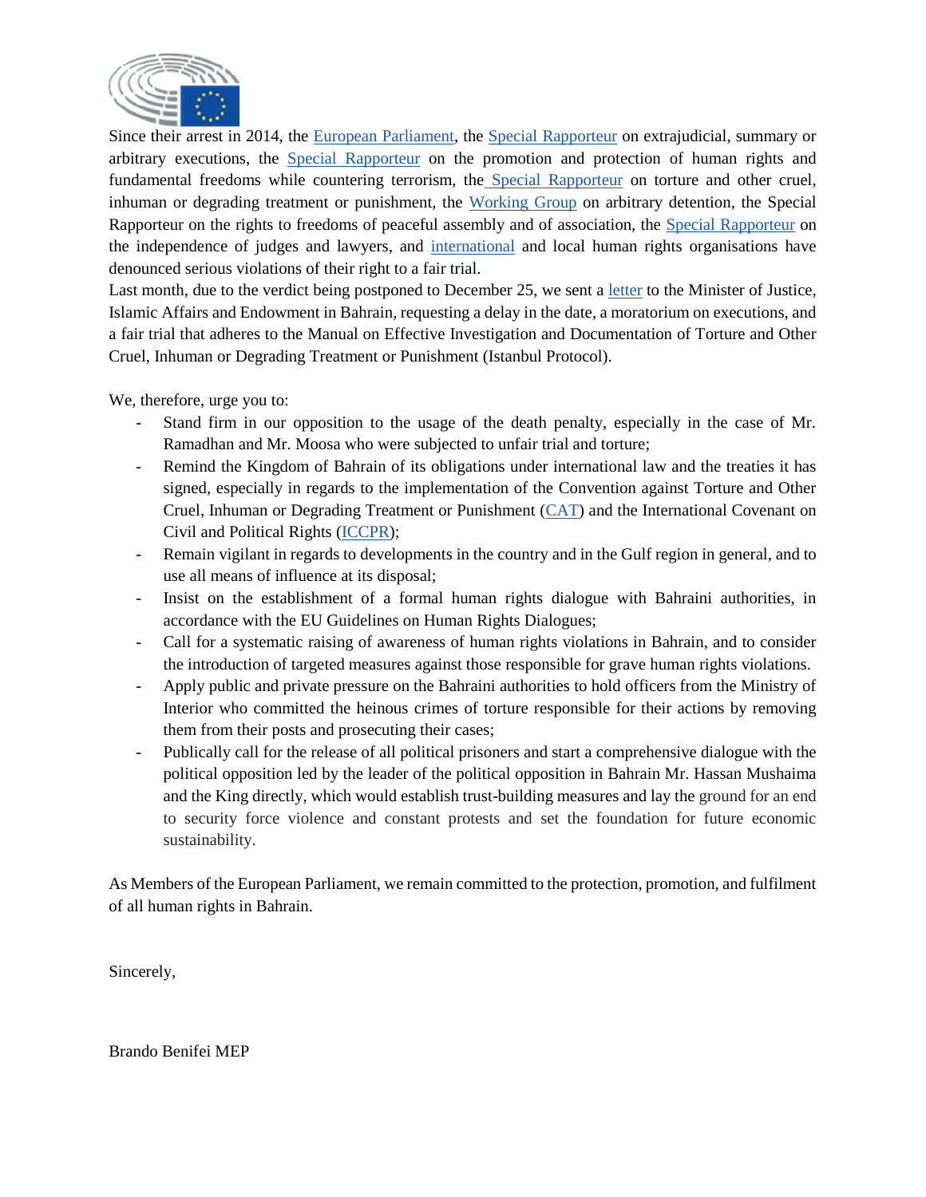Since their arrest in 2014, the European Parliament, the Special Rapporteur on extrajudicial, summary or arbitrary executions, the Special Rapporteur on the promotion and protection of human rights and fundamental freedoms while countering terrorism, the Special Rapporteur on torture and other cruel, inhuman or degrading treatment or punishment, the Working Group on arbitrary detention, the Special Rapporteur on the rights to freedoms of peaceful assembly and of association, the Special Rapporteur on the independence of judges and lawyers, and international and local human rights organisations have denounced serious violations of their right to a fair trial.

Last month, due to the verdict being postponed to December 25, we sent a letter to the Minister of Justice, Islamic Affairs and Endowment in Bahrain, requesting a delay in the date, a moratorium on executions, and a fair trial that adheres to the Manual on Effective Investigation and Documentation of Torture and Other Cruel, Inhuman or Degrading Treatment or Punishment (Istanbul Protocol).

We, therefore, urge you to:

- Stand firm in our opposition to the usage of the death penalty, especially in the case of Mr. Ramadhan and Mr. Moosa who were subjected to unfair trial and torture;
- Remind the Kingdom of Bahrain of its obligations under international law and the treaties it has signed, especially in regards to the implementation of the Convention against Torture and Other Cruel, Inhuman or Degrading Treatment or Punishment (CAT) and the International Covenant on Civil and Political Rights (ICCPR);
- Remain vigilant in regards to developments in the country and in the Gulf region in general, and to use all means of influence at its disposal;
- Insist on the establishment of a formal human rights dialogue with Bahraini authorities, in accordance with the EU Guidelines on Human Rights Dialogues;
- Call for a systematic raising of awareness of human rights violations in Bahrain, and to consider the introduction of targeted measures against those responsible for grave human rights violations.
- Apply public and private pressure on the Bahraini authorities to hold officers from the Ministry of Interior who committed the heinous crimes of torture responsible for their actions by removing them from their posts and prosecuting their cases;
- Publically call for the release of all political prisoners and start a comprehensive dialogue with the political opposition led by the leader of the political opposition in Bahrain Mr. Hassan Mushaima and the King directly, which would establish trust-building measures and lay the ground for an end to security force violence and constant protests and set the foundation for future economic sustainability.

As Members of the European Parliament, we remain committed to the protection, promotion, and fulfilment of all human rights in Bahrain.

Sincerely,

Brando Benifei MEP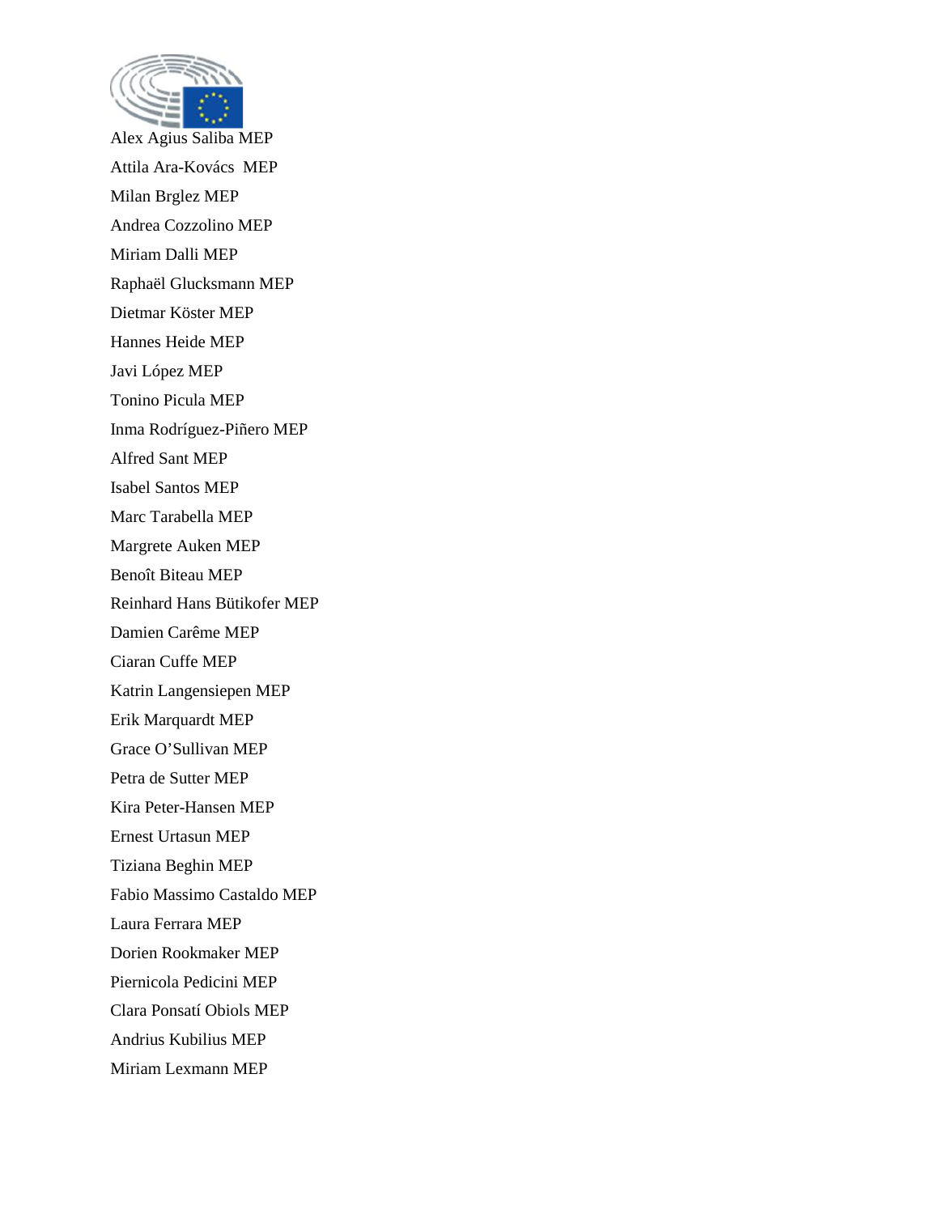Alex Agius Saliba MEP

Attila Ara-Kovács MEP

Milan Brglez MEP

Andrea Cozzolino MEP

Miriam Dalli MEP

Raphaël Glucksmann MEP

Dietmar Köster MEP

Hannes Heide MEP

Javi López MEP

Tonino Picula MEP

Inma Rodríguez-Piñero MEP

Alfred Sant MEP

Isabel Santos MEP

Marc Tarabella MEP

Margrete Auken MEP

Benoît Biteau MEP

Reinhard Hans Bütikofer MEP

Damien Carême MEP

Ciaran Cuffe MEP

Katrin Langensiepen MEP

Erik Marquardt MEP

Grace O'Sullivan MEP

Petra de Sutter MEP

Kira Peter-Hansen MEP

Ernest Urtasun MEP

Tiziana Beghin MEP

Fabio Massimo Castaldo MEP

Laura Ferrara MEP

Dorien Rookmaker MEP

Piernicola Pedicini MEP

Clara Ponsatí Obiols MEP

Andrius Kubilius MEP

Miriam Lexmann MEP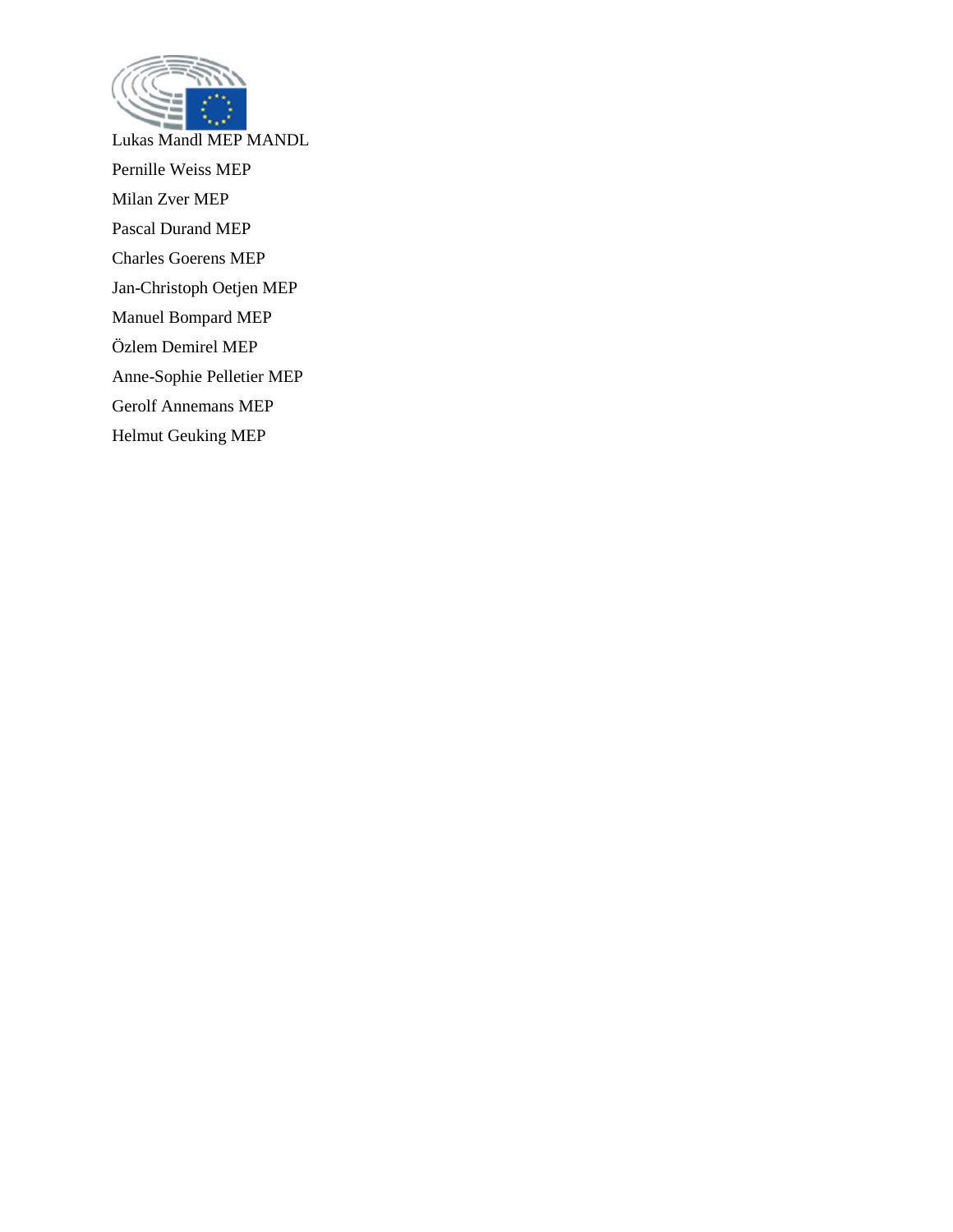Lukas Mandl MEP MANDL

Pernille Weiss MEP

Milan Zver MEP

Pascal Durand MEP

Charles Goerens MEP

Jan-Christoph Oetjen MEP

Manuel Bompard MEP

Özlem Demirel MEP

Anne-Sophie Pelletier MEP

Gerolf Annemans MEP

Helmut Geuking MEP